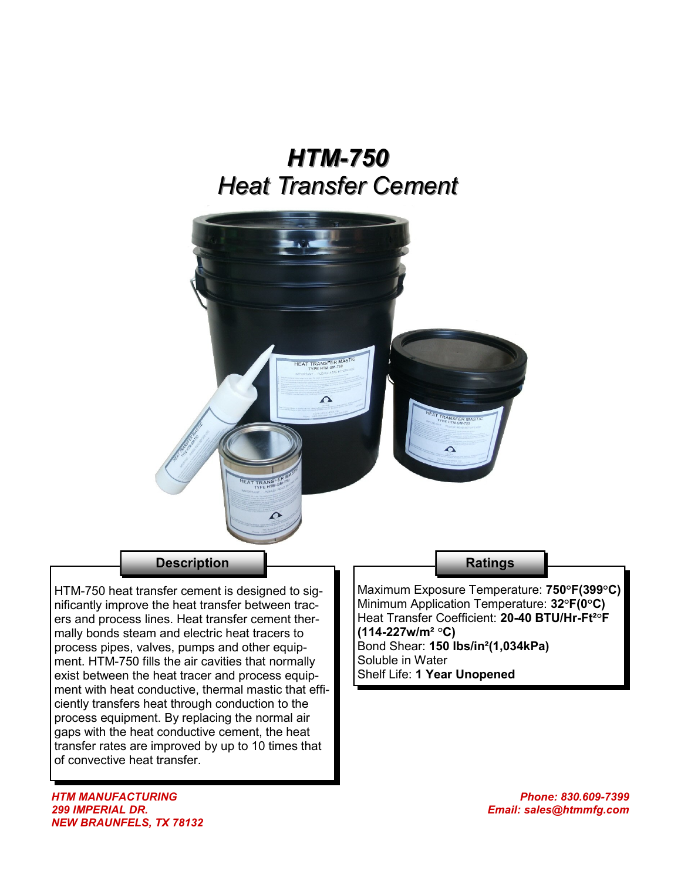# *HTM-750*
## *Heat Transfer Cement*

### Description

HTM-750 heat transfer cement is designed to significantly improve the heat transfer between tracers and process lines. Heat transfer cement thermally bonds steam and electric heat tracers to process pipes, valves, pumps and other equipment. HTM-750 fills the air cavities that normally exist between the heat tracer and process equipment with heat conductive, thermal mastic that efficiently transfers heat through conduction to the process equipment. By replacing the normal air gaps with the heat conductive cement, the heat transfer rates are improved by up to 10 times that of convective heat transfer.

### Ratings

Maximum Exposure Temperature: **750°F(399°C)**
Minimum Application Temperature: **32°F(0°C)**
Heat Transfer Coefficient: **20-40 BTU/Hr-Ft²°F (114-227w/m² °C)**
Bond Shear: **150 lbs/in²(1,034kPa)**
Soluble in Water
Shelf Life: **1 Year Unopened**

*HTM MANUFACTURING*
*299 IMPERIAL DR.*
*NEW BRAUNFELS, TX 78132*

*Phone: 830.609-7399*
*Email: sales@htmmfg.com*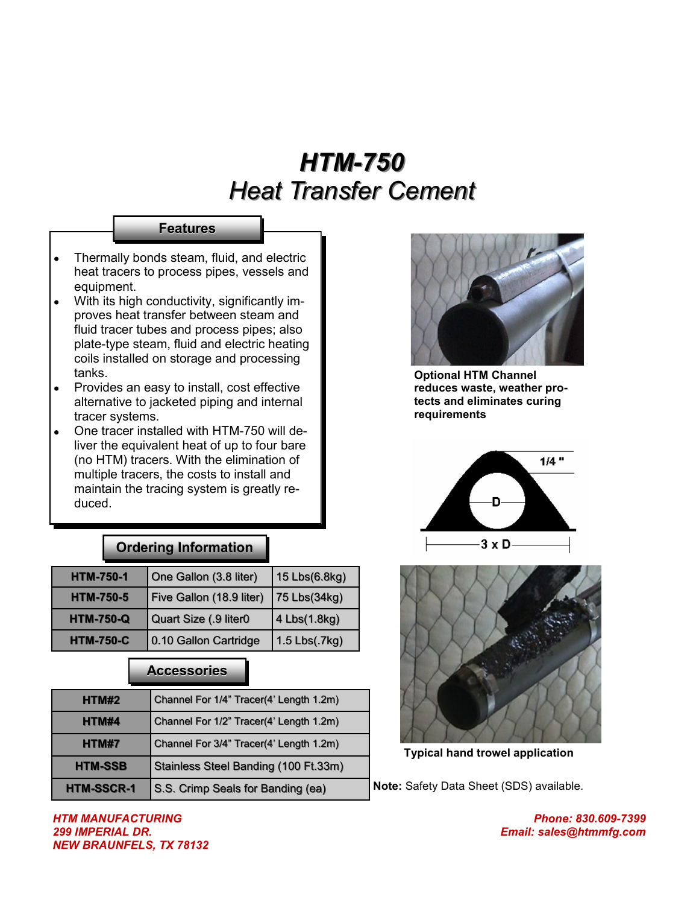# HTM-750
## *Heat Transfer Cement*

### Features

- Thermally bonds steam, fluid, and electric heat tracers to process pipes, vessels and equipment.
- With its high conductivity, significantly improves heat transfer between steam and fluid tracer tubes and process pipes; also plate-type steam, fluid and electric heating coils installed on storage and processing tanks.
- Provides an easy to install, cost effective alternative to jacketed piping and internal tracer systems.
- One tracer installed with HTM-750 will deliver the equivalent heat of up to four bare (no HTM) tracers. With the elimination of multiple tracers, the costs to install and maintain the tracing system is greatly reduced.

**Optional HTM Channel reduces waste, weather protects and eliminates curing requirements**

1/4 "

D

3 x D

### Ordering Information

| | | |
|---|---|---|
| **HTM-750-1** | One Gallon (3.8 liter) | 15 Lbs(6.8kg) |
| **HTM-750-5** | Five Gallon (18.9 liter) | 75 Lbs(34kg) |
| **HTM-750-Q** | Quart Size (.9 liter0 | 4 Lbs(1.8kg) |
| **HTM-750-C** | 0.10 Gallon Cartridge | 1.5 Lbs(.7kg) |

### Accessories

| | |
|---|---|
| **HTM#2** | Channel For 1/4" Tracer(4' Length 1.2m) |
| **HTM#4** | Channel For 1/2" Tracer(4' Length 1.2m) |
| **HTM#7** | Channel For 3/4" Tracer(4' Length 1.2m) |
| **HTM-SSB** | Stainless Steel Banding (100 Ft.33m) |
| **HTM-SSCR-1** | S.S. Crimp Seals for Banding (ea) |

**Typical hand trowel application**

**Note:** Safety Data Sheet (SDS) available.

*HTM MANUFACTURING*
*299 IMPERIAL DR.*
*NEW BRAUNFELS, TX 78132*

*Phone: 830.609-7399*
*Email: sales@htmmfg.com*